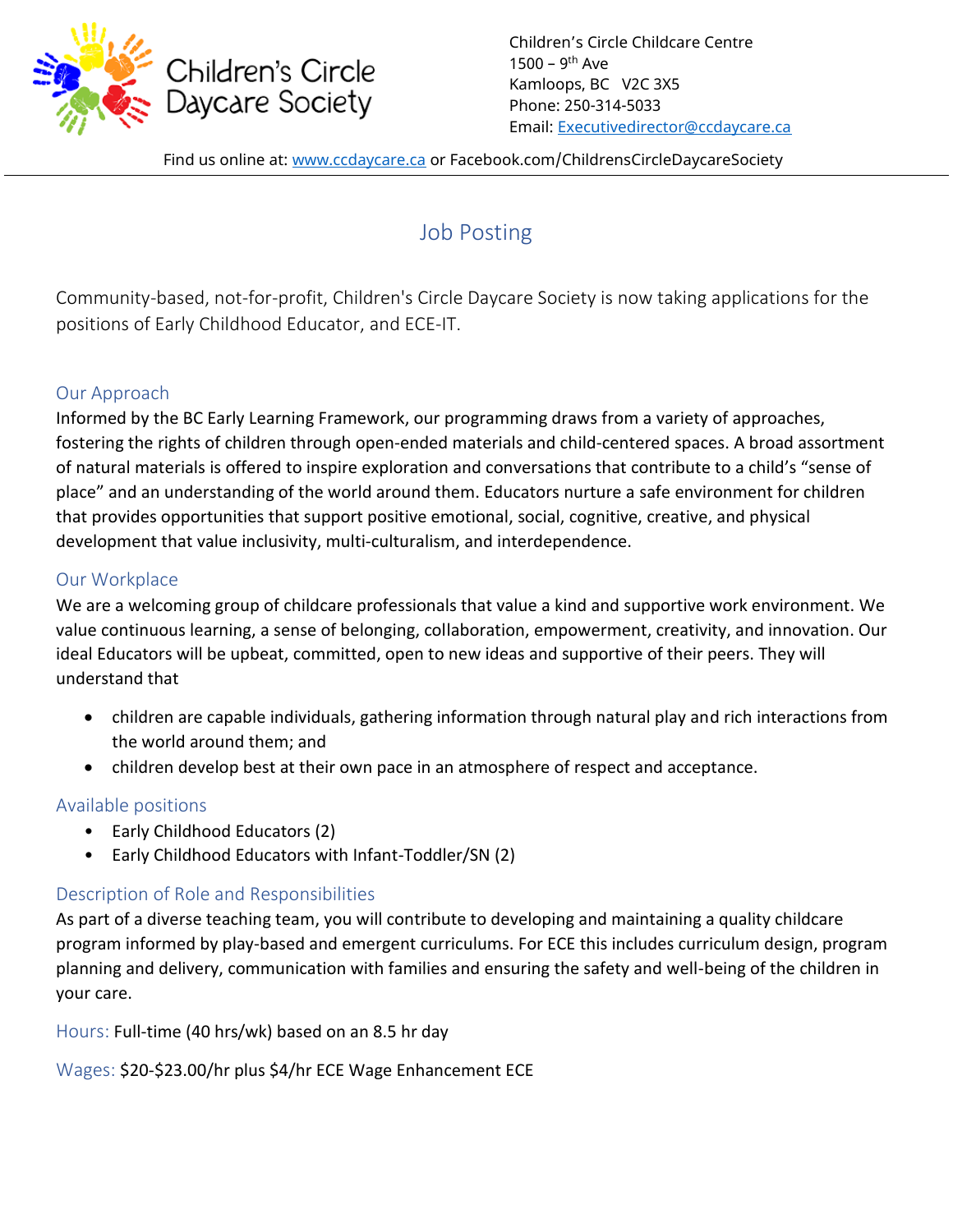Children's Circle Daycare Society

Children's Circle Childcare Centre
1500 – 9th Ave
Kamloops, BC   V2C 3X5
Phone: 250-314-5033
Email: Executivedirector@ccdaycare.ca

Find us online at: www.ccdaycare.ca or Facebook.com/ChildrensCircleDaycareSociety

# Job Posting

Community-based, not-for-profit, Children's Circle Daycare Society is now taking applications for the positions of Early Childhood Educator, and ECE-IT.

## Our Approach

Informed by the BC Early Learning Framework, our programming draws from a variety of approaches, fostering the rights of children through open-ended materials and child-centered spaces. A broad assortment of natural materials is offered to inspire exploration and conversations that contribute to a child's "sense of place" and an understanding of the world around them. Educators nurture a safe environment for children that provides opportunities that support positive emotional, social, cognitive, creative, and physical development that value inclusivity, multi-culturalism, and interdependence.

## Our Workplace

We are a welcoming group of childcare professionals that value a kind and supportive work environment. We value continuous learning, a sense of belonging, collaboration, empowerment, creativity, and innovation. Our ideal Educators will be upbeat, committed, open to new ideas and supportive of their peers. They will understand that

- children are capable individuals, gathering information through natural play and rich interactions from the world around them; and
- children develop best at their own pace in an atmosphere of respect and acceptance.

## Available positions

- Early Childhood Educators (2)
- Early Childhood Educators with Infant-Toddler/SN (2)

## Description of Role and Responsibilities

As part of a diverse teaching team, you will contribute to developing and maintaining a quality childcare program informed by play-based and emergent curriculums. For ECE this includes curriculum design, program planning and delivery, communication with families and ensuring the safety and well-being of the children in your care.

Hours: Full-time (40 hrs/wk) based on an 8.5 hr day

Wages: $20-$23.00/hr plus $4/hr ECE Wage Enhancement ECE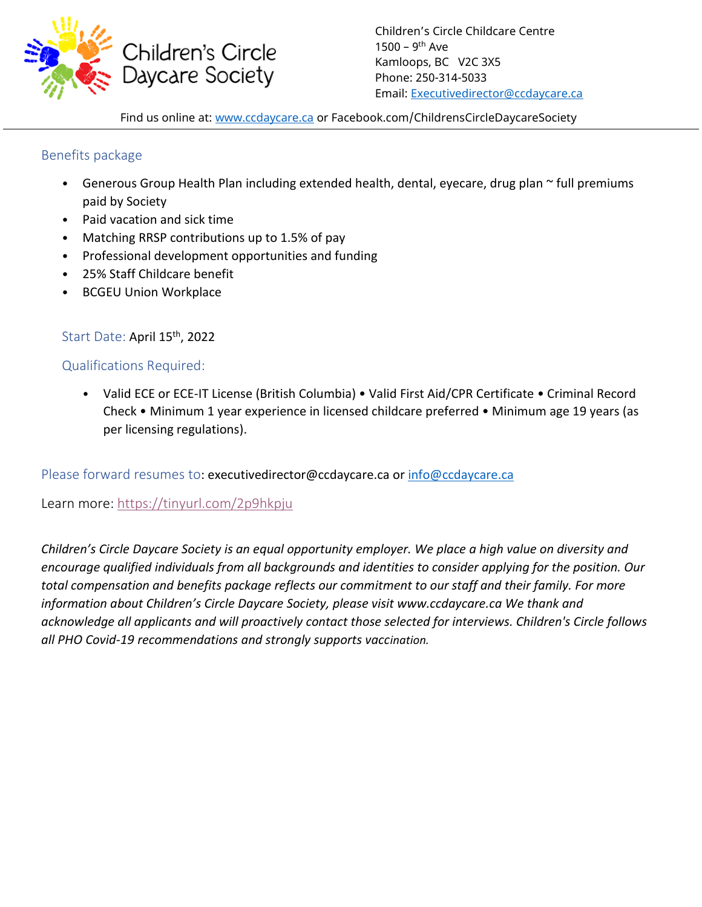Children's Circle Daycare Society

Children's Circle Childcare Centre
1500 – 9th Ave
Kamloops, BC V2C 3X5
Phone: 250-314-5033
Email: Executivedirector@ccdaycare.ca

Find us online at: www.ccdaycare.ca or Facebook.com/ChildrensCircleDaycareSociety

---

## Benefits package

- Generous Group Health Plan including extended health, dental, eyecare, drug plan ~ full premiums paid by Society
- Paid vacation and sick time
- Matching RRSP contributions up to 1.5% of pay
- Professional development opportunities and funding
- 25% Staff Childcare benefit
- BCGEU Union Workplace

### Start Date: April 15th, 2022

### Qualifications Required:

- Valid ECE or ECE-IT License (British Columbia) • Valid First Aid/CPR Certificate • Criminal Record Check • Minimum 1 year experience in licensed childcare preferred • Minimum age 19 years (as per licensing regulations).

Please forward resumes to: executivedirector@ccdaycare.ca or info@ccdaycare.ca

Learn more: https://tinyurl.com/2p9hkpju

*Children's Circle Daycare Society is an equal opportunity employer. We place a high value on diversity and encourage qualified individuals from all backgrounds and identities to consider applying for the position. Our total compensation and benefits package reflects our commitment to our staff and their family. For more information about Children's Circle Daycare Society, please visit www.ccdaycare.ca We thank and acknowledge all applicants and will proactively contact those selected for interviews. Children's Circle follows all PHO Covid-19 recommendations and strongly supports vaccination.*